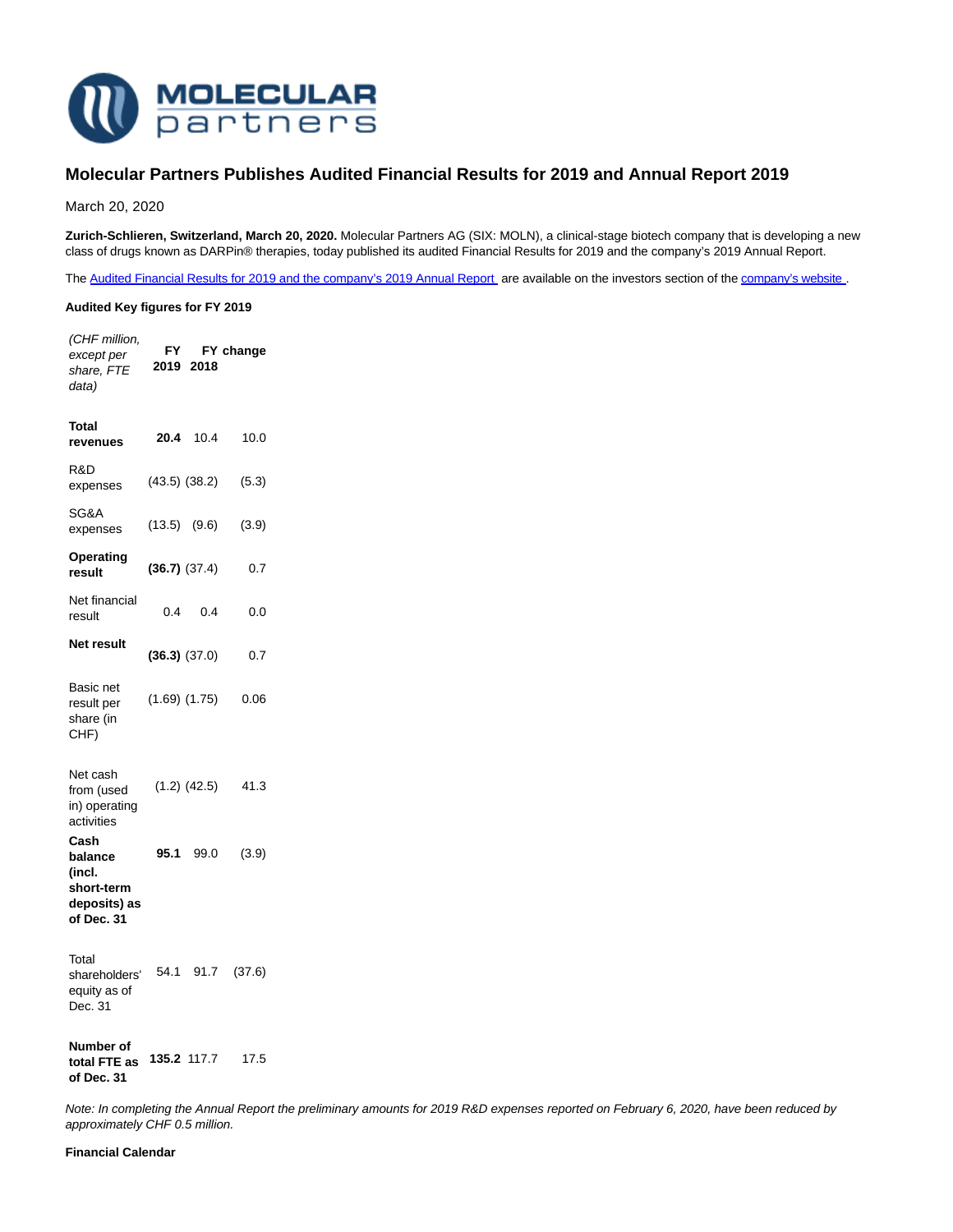# Molecular Partners Publishes Audited Financial Results for 2019 and Annual Report 2019

March 20, 2020

**Zurich-Schlieren, Switzerland, March 20, 2020.** Molecular Partners AG (SIX: MOLN), a clinical-stage biotech company that is developing a new class of drugs known as DARPin® therapies, today published its audited Financial Results for 2019 and the company's 2019 Annual Report.

The Audited Financial Results for 2019 and the company's 2019 Annual Report are available on the investors section of the company's website .

**Audited Key figures for FY 2019**

| *(CHF million, except per share, FTE data)* | **FY 2019** | **FY 2018** | **change** |
|---|---|---|---|
| **Total revenues** | **20.4** | 10.4 | 10.0 |
| R&D expenses | (43.5) | (38.2) | (5.3) |
| SG&A expenses | (13.5) | (9.6) | (3.9) |
| **Operating result** | **(36.7)** | (37.4) | 0.7 |
| Net financial result | 0.4 | 0.4 | 0.0 |
| **Net result** | **(36.3)** | (37.0) | 0.7 |
| Basic net result per share (in CHF) | (1.69) | (1.75) | 0.06 |
| Net cash from (used in) operating activities | (1.2) | (42.5) | 41.3 |
| **Cash balance (incl. short-term deposits) as of Dec. 31** | **95.1** | 99.0 | (3.9) |
| Total shareholders' equity as of Dec. 31 | 54.1 | 91.7 | (37.6) |
| **Number of total FTE as of Dec. 31** | **135.2** | 117.7 | 17.5 |

*Note: In completing the Annual Report the preliminary amounts for 2019 R&D expenses reported on February 6, 2020, have been reduced by approximately CHF 0.5 million.*

**Financial Calendar**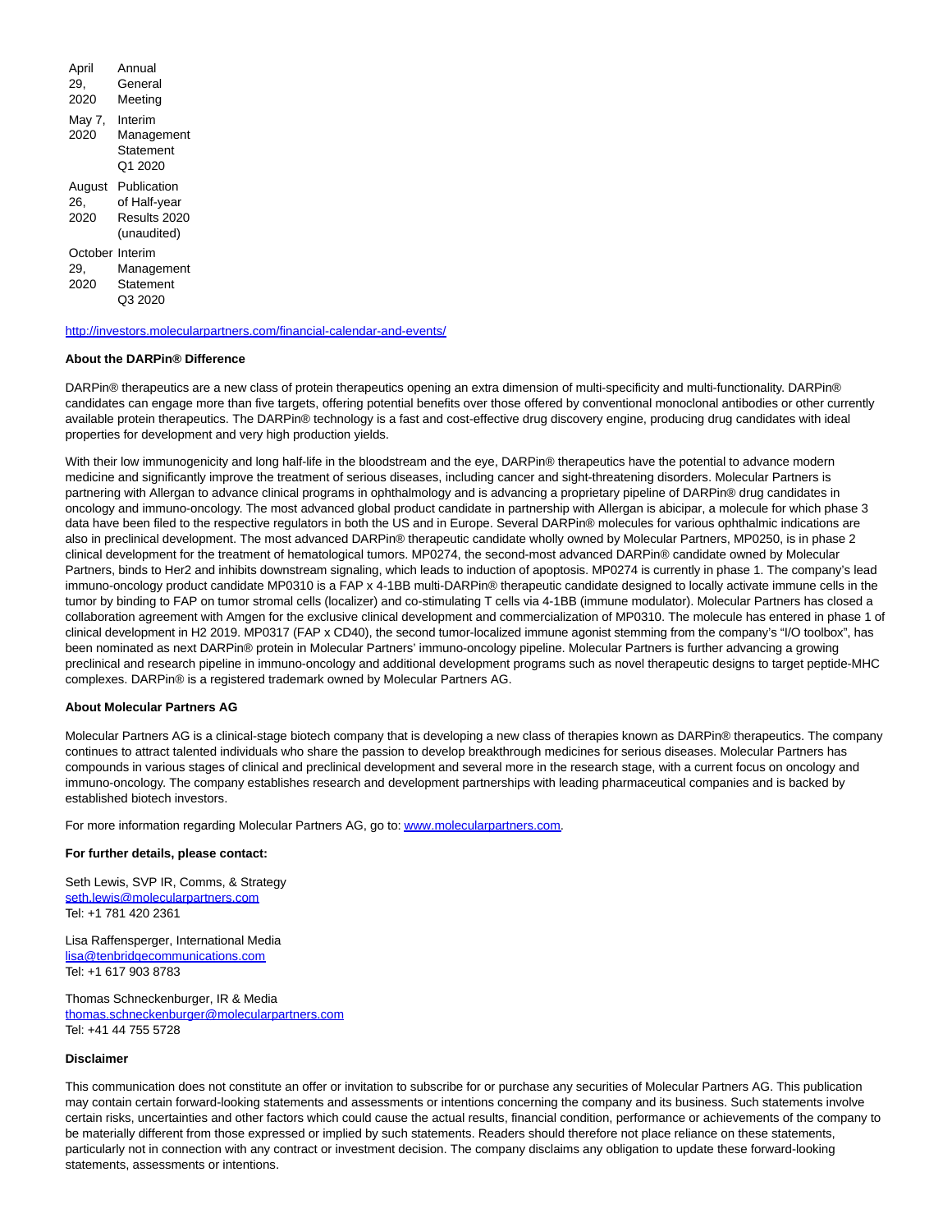| | |
|---|---|
| April 29, 2020 | Annual General Meeting |
| May 7, 2020 | Interim Management Statement Q1 2020 |
| August 26, 2020 | Publication of Half-year Results 2020 (unaudited) |
| October 29, 2020 | Interim Management Statement Q3 2020 |

http://investors.molecularpartners.com/financial-calendar-and-events/

**About the DARPin® Difference**

DARPin® therapeutics are a new class of protein therapeutics opening an extra dimension of multi-specificity and multi-functionality. DARPin® candidates can engage more than five targets, offering potential benefits over those offered by conventional monoclonal antibodies or other currently available protein therapeutics. The DARPin® technology is a fast and cost-effective drug discovery engine, producing drug candidates with ideal properties for development and very high production yields.

With their low immunogenicity and long half-life in the bloodstream and the eye, DARPin® therapeutics have the potential to advance modern medicine and significantly improve the treatment of serious diseases, including cancer and sight-threatening disorders. Molecular Partners is partnering with Allergan to advance clinical programs in ophthalmology and is advancing a proprietary pipeline of DARPin® drug candidates in oncology and immuno-oncology. The most advanced global product candidate in partnership with Allergan is abicipar, a molecule for which phase 3 data have been filed to the respective regulators in both the US and in Europe. Several DARPin® molecules for various ophthalmic indications are also in preclinical development. The most advanced DARPin® therapeutic candidate wholly owned by Molecular Partners, MP0250, is in phase 2 clinical development for the treatment of hematological tumors. MP0274, the second-most advanced DARPin® candidate owned by Molecular Partners, binds to Her2 and inhibits downstream signaling, which leads to induction of apoptosis. MP0274 is currently in phase 1. The company's lead immuno-oncology product candidate MP0310 is a FAP x 4-1BB multi-DARPin® therapeutic candidate designed to locally activate immune cells in the tumor by binding to FAP on tumor stromal cells (localizer) and co-stimulating T cells via 4-1BB (immune modulator). Molecular Partners has closed a collaboration agreement with Amgen for the exclusive clinical development and commercialization of MP0310. The molecule has entered in phase 1 of clinical development in H2 2019. MP0317 (FAP x CD40), the second tumor-localized immune agonist stemming from the company's "I/O toolbox", has been nominated as next DARPin® protein in Molecular Partners' immuno-oncology pipeline. Molecular Partners is further advancing a growing preclinical and research pipeline in immuno-oncology and additional development programs such as novel therapeutic designs to target peptide-MHC complexes. DARPin® is a registered trademark owned by Molecular Partners AG.

**About Molecular Partners AG**

Molecular Partners AG is a clinical-stage biotech company that is developing a new class of therapies known as DARPin® therapeutics. The company continues to attract talented individuals who share the passion to develop breakthrough medicines for serious diseases. Molecular Partners has compounds in various stages of clinical and preclinical development and several more in the research stage, with a current focus on oncology and immuno-oncology. The company establishes research and development partnerships with leading pharmaceutical companies and is backed by established biotech investors.

For more information regarding Molecular Partners AG, go to: www.molecularpartners.com.

**For further details, please contact:**

Seth Lewis, SVP IR, Comms, & Strategy
seth.lewis@molecularpartners.com
Tel: +1 781 420 2361

Lisa Raffensperger, International Media
lisa@tenbridgecommunications.com
Tel: +1 617 903 8783

Thomas Schneckenburger, IR & Media
thomas.schneckenburger@molecularpartners.com
Tel: +41 44 755 5728

**Disclaimer**

This communication does not constitute an offer or invitation to subscribe for or purchase any securities of Molecular Partners AG. This publication may contain certain forward-looking statements and assessments or intentions concerning the company and its business. Such statements involve certain risks, uncertainties and other factors which could cause the actual results, financial condition, performance or achievements of the company to be materially different from those expressed or implied by such statements. Readers should therefore not place reliance on these statements, particularly not in connection with any contract or investment decision. The company disclaims any obligation to update these forward-looking statements, assessments or intentions.